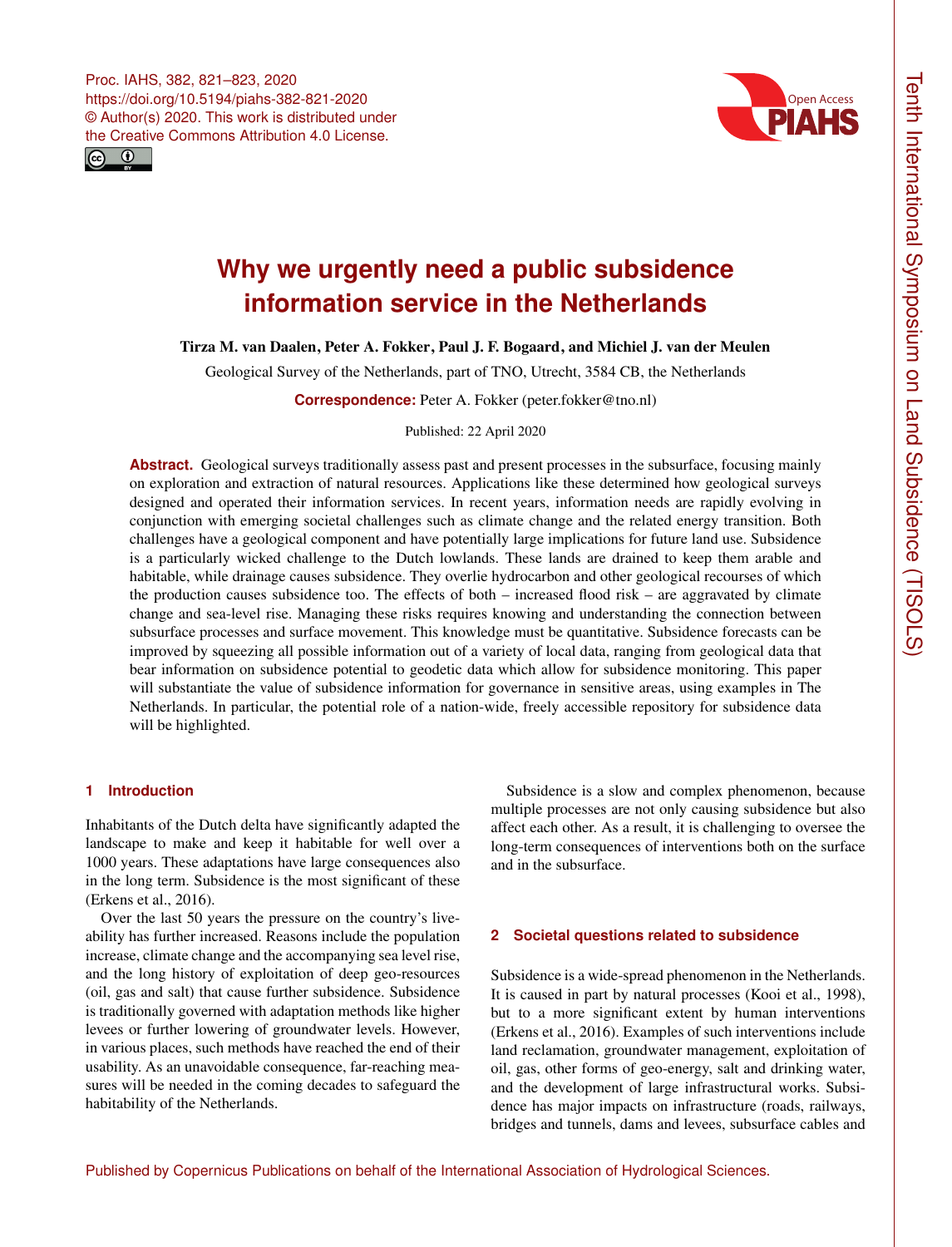# Why we urgently need a public subsidence information service in the Netherlands

**Tirza M. van Daalen, Peter A. Fokker, Paul J. F. Bogaard, and Michiel J. van der Meulen**

Geological Survey of the Netherlands, part of TNO, Utrecht, 3584 CB, the Netherlands

**Correspondence:** Peter A. Fokker (peter.fokker@tno.nl)

Published: 22 April 2020

**Abstract.** Geological surveys traditionally assess past and present processes in the subsurface, focusing mainly on exploration and extraction of natural resources. Applications like these determined how geological surveys designed and operated their information services. In recent years, information needs are rapidly evolving in conjunction with emerging societal challenges such as climate change and the related energy transition. Both challenges have a geological component and have potentially large implications for future land use. Subsidence is a particularly wicked challenge to the Dutch lowlands. These lands are drained to keep them arable and habitable, while drainage causes subsidence. They overlie hydrocarbon and other geological recourses of which the production causes subsidence too. The effects of both – increased flood risk – are aggravated by climate change and sea-level rise. Managing these risks requires knowing and understanding the connection between subsurface processes and surface movement. This knowledge must be quantitative. Subsidence forecasts can be improved by squeezing all possible information out of a variety of local data, ranging from geological data that bear information on subsidence potential to geodetic data which allow for subsidence monitoring. This paper will substantiate the value of subsidence information for governance in sensitive areas, using examples in The Netherlands. In particular, the potential role of a nation-wide, freely accessible repository for subsidence data will be highlighted.

## 1 Introduction

Inhabitants of the Dutch delta have significantly adapted the landscape to make and keep it habitable for well over a 1000 years. These adaptations have large consequences also in the long term. Subsidence is the most significant of these (Erkens et al., 2016).

Over the last 50 years the pressure on the country's liveability has further increased. Reasons include the population increase, climate change and the accompanying sea level rise, and the long history of exploitation of deep geo-resources (oil, gas and salt) that cause further subsidence. Subsidence is traditionally governed with adaptation methods like higher levees or further lowering of groundwater levels. However, in various places, such methods have reached the end of their usability. As an unavoidable consequence, far-reaching measures will be needed in the coming decades to safeguard the habitability of the Netherlands.

Subsidence is a slow and complex phenomenon, because multiple processes are not only causing subsidence but also affect each other. As a result, it is challenging to oversee the long-term consequences of interventions both on the surface and in the subsurface.

## 2 Societal questions related to subsidence

Subsidence is a wide-spread phenomenon in the Netherlands. It is caused in part by natural processes (Kooi et al., 1998), but to a more significant extent by human interventions (Erkens et al., 2016). Examples of such interventions include land reclamation, groundwater management, exploitation of oil, gas, other forms of geo-energy, salt and drinking water, and the development of large infrastructural works. Subsidence has major impacts on infrastructure (roads, railways, bridges and tunnels, dams and levees, subsurface cables and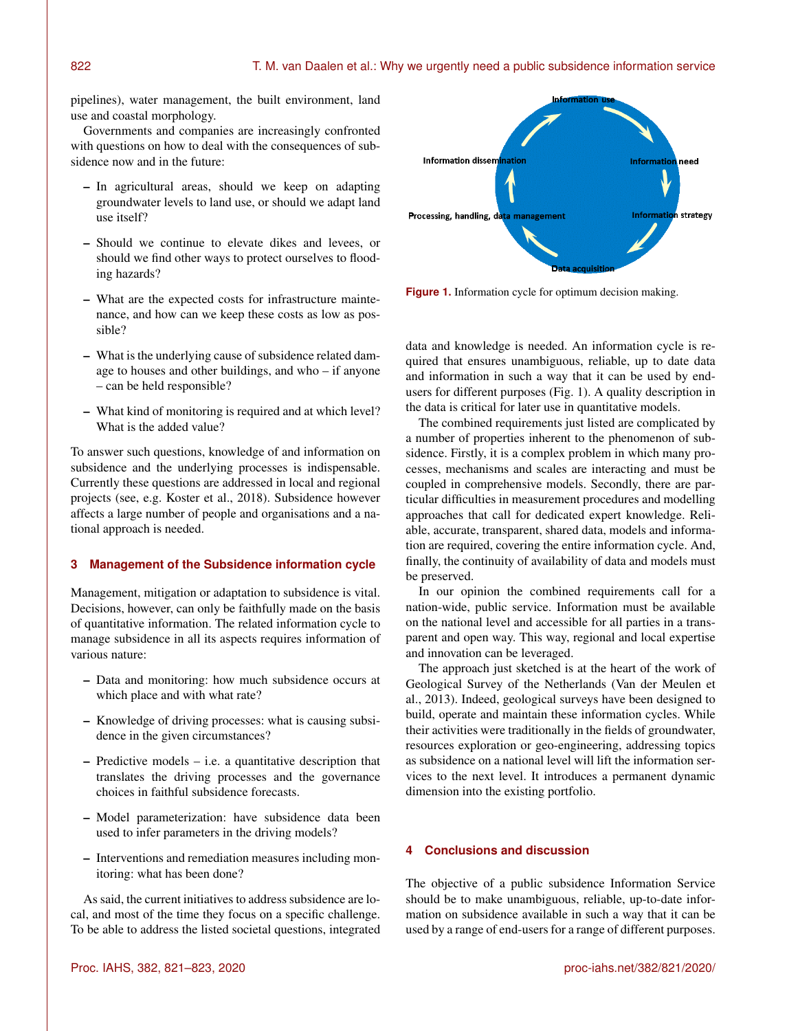pipelines), water management, the built environment, land use and coastal morphology.

Governments and companies are increasingly confronted with questions on how to deal with the consequences of subsidence now and in the future:

- In agricultural areas, should we keep on adapting groundwater levels to land use, or should we adapt land use itself?
- Should we continue to elevate dikes and levees, or should we find other ways to protect ourselves to flooding hazards?
- What are the expected costs for infrastructure maintenance, and how can we keep these costs as low as possible?
- What is the underlying cause of subsidence related damage to houses and other buildings, and who – if anyone – can be held responsible?
- What kind of monitoring is required and at which level? What is the added value?

To answer such questions, knowledge of and information on subsidence and the underlying processes is indispensable. Currently these questions are addressed in local and regional projects (see, e.g. Koster et al., 2018). Subsidence however affects a large number of people and organisations and a national approach is needed.

## 3 Management of the Subsidence information cycle

Management, mitigation or adaptation to subsidence is vital. Decisions, however, can only be faithfully made on the basis of quantitative information. The related information cycle to manage subsidence in all its aspects requires information of various nature:

- Data and monitoring: how much subsidence occurs at which place and with what rate?
- Knowledge of driving processes: what is causing subsidence in the given circumstances?
- Predictive models – i.e. a quantitative description that translates the driving processes and the governance choices in faithful subsidence forecasts.
- Model parameterization: have subsidence data been used to infer parameters in the driving models?
- Interventions and remediation measures including monitoring: what has been done?

As said, the current initiatives to address subsidence are local, and most of the time they focus on a specific challenge. To be able to address the listed societal questions, integrated data and knowledge is needed. An information cycle is required that ensures unambiguous, reliable, up to date data and information in such a way that it can be used by end-users for different purposes (Fig. 1). A quality description in the data is critical for later use in quantitative models.

Information use

Information need

Information strategy

Data acquisition

Processing, handling, data management

Information dissemination

**Figure 1.** Information cycle for optimum decision making.

The combined requirements just listed are complicated by a number of properties inherent to the phenomenon of subsidence. Firstly, it is a complex problem in which many processes, mechanisms and scales are interacting and must be coupled in comprehensive models. Secondly, there are particular difficulties in measurement procedures and modelling approaches that call for dedicated expert knowledge. Reliable, accurate, transparent, shared data, models and information are required, covering the entire information cycle. And, finally, the continuity of availability of data and models must be preserved.

In our opinion the combined requirements call for a nation-wide, public service. Information must be available on the national level and accessible for all parties in a transparent and open way. This way, regional and local expertise and innovation can be leveraged.

The approach just sketched is at the heart of the work of Geological Survey of the Netherlands (Van der Meulen et al., 2013). Indeed, geological surveys have been designed to build, operate and maintain these information cycles. While their activities were traditionally in the fields of groundwater, resources exploration or geo-engineering, addressing topics as subsidence on a national level will lift the information services to the next level. It introduces a permanent dynamic dimension into the existing portfolio.

## 4 Conclusions and discussion

The objective of a public subsidence Information Service should be to make unambiguous, reliable, up-to-date information on subsidence available in such a way that it can be used by a range of end-users for a range of different purposes.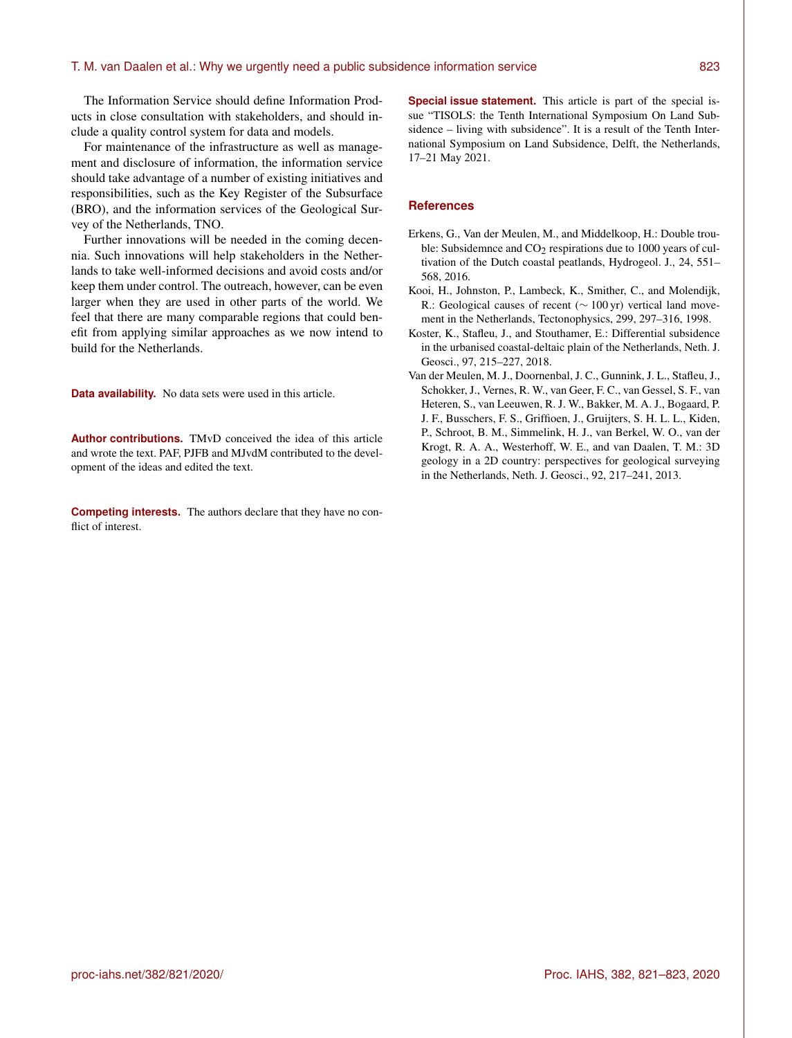The Information Service should define Information Products in close consultation with stakeholders, and should include a quality control system for data and models.

For maintenance of the infrastructure as well as management and disclosure of information, the information service should take advantage of a number of existing initiatives and responsibilities, such as the Key Register of the Subsurface (BRO), and the information services of the Geological Survey of the Netherlands, TNO.

Further innovations will be needed in the coming decennia. Such innovations will help stakeholders in the Netherlands to take well-informed decisions and avoid costs and/or keep them under control. The outreach, however, can be even larger when they are used in other parts of the world. We feel that there are many comparable regions that could benefit from applying similar approaches as we now intend to build for the Netherlands.

**Data availability.** No data sets were used in this article.

**Author contributions.** TMvD conceived the idea of this article and wrote the text. PAF, PJFB and MJvdM contributed to the development of the ideas and edited the text.

**Competing interests.** The authors declare that they have no conflict of interest.

**Special issue statement.** This article is part of the special issue "TISOLS: the Tenth International Symposium On Land Subsidence – living with subsidence". It is a result of the Tenth International Symposium on Land Subsidence, Delft, the Netherlands, 17–21 May 2021.

## References

Erkens, G., Van der Meulen, M., and Middelkoop, H.: Double trouble: Subsidemnce and $CO_2$ respirations due to 1000 years of cultivation of the Dutch coastal peatlands, Hydrogeol. J., 24, 551–568, 2016.

Kooi, H., Johnston, P., Lambeck, K., Smither, C., and Molendijk, R.: Geological causes of recent ($\sim$ 100 yr) vertical land movement in the Netherlands, Tectonophysics, 299, 297–316, 1998.

Koster, K., Stafleu, J., and Stouthamer, E.: Differential subsidence in the urbanised coastal-deltaic plain of the Netherlands, Neth. J. Geosci., 97, 215–227, 2018.

Van der Meulen, M. J., Doornenbal, J. C., Gunnink, J. L., Stafleu, J., Schokker, J., Vernes, R. W., van Geer, F. C., van Gessel, S. F., van Heteren, S., van Leeuwen, R. J. W., Bakker, M. A. J., Bogaard, P. J. F., Busschers, F. S., Griffioen, J., Gruijters, S. H. L. L., Kiden, P., Schroot, B. M., Simmelink, H. J., van Berkel, W. O., van der Krogt, R. A. A., Westerhoff, W. E., and van Daalen, T. M.: 3D geology in a 2D country: perspectives for geological surveying in the Netherlands, Neth. J. Geosci., 92, 217–241, 2013.